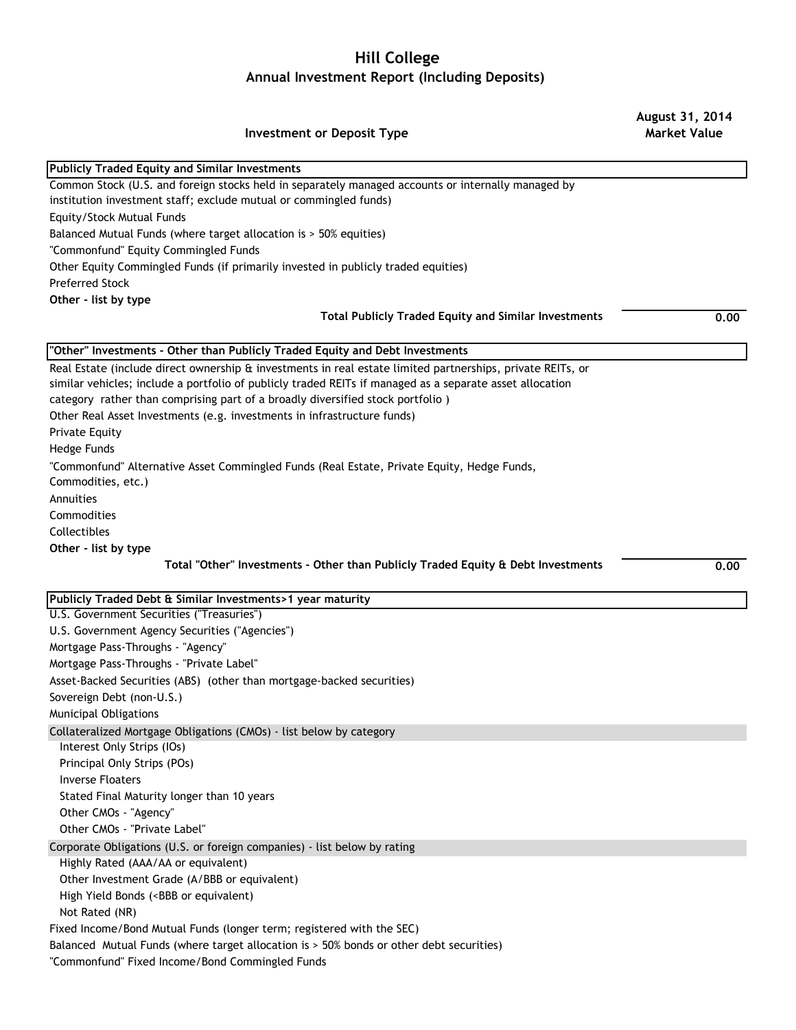# Hill College

## Annual Investment Report (Including Deposits)

| Investment or Deposit Type | August 31, 2014 Market Value |
|---|---|
| **Publicly Traded Equity and Similar Investments** | |
| Common Stock (U.S. and foreign stocks held in separately managed accounts or internally managed by institution investment staff; exclude mutual or commingled funds) | |
| Equity/Stock Mutual Funds | |
| Balanced Mutual Funds (where target allocation is > 50% equities) | |
| "Commonfund" Equity Commingled Funds | |
| Other Equity Commingled Funds (if primarily invested in publicly traded equities) | |
| Preferred Stock | |
| **Other - list by type** | |
| **Total Publicly Traded Equity and Similar Investments** | 0.00 |
| **"Other" Investments - Other than Publicly Traded Equity and Debt Investments** | |
| Real Estate (include direct ownership & investments in real estate limited partnerships, private REITs, or similar vehicles; include a portfolio of publicly traded REITs if managed as a separate asset allocation category rather than comprising part of a broadly diversified stock portfolio ) | |
| Other Real Asset Investments (e.g. investments in infrastructure funds) | |
| Private Equity | |
| Hedge Funds | |
| "Commonfund" Alternative Asset Commingled Funds (Real Estate, Private Equity, Hedge Funds, Commodities, etc.) | |
| Annuities | |
| Commodities | |
| Collectibles | |
| **Other - list by type** | |
| **Total "Other" Investments - Other than Publicly Traded Equity & Debt Investments** | 0.00 |
| **Publicly Traded Debt & Similar Investments>1 year maturity** | |
| U.S. Government Securities ("Treasuries") | |
| U.S. Government Agency Securities ("Agencies") | |
| Mortgage Pass-Throughs - "Agency" | |
| Mortgage Pass-Throughs - "Private Label" | |
| Asset-Backed Securities (ABS) (other than mortgage-backed securities) | |
| Sovereign Debt (non-U.S.) | |
| Municipal Obligations | |
| Collateralized Mortgage Obligations (CMOs) - list below by category | |
| Interest Only Strips (IOs) | |
| Principal Only Strips (POs) | |
| Inverse Floaters | |
| Stated Final Maturity longer than 10 years | |
| Other CMOs - "Agency" | |
| Other CMOs - "Private Label" | |
| Corporate Obligations (U.S. or foreign companies) - list below by rating | |
| Highly Rated (AAA/AA or equivalent) | |
| Other Investment Grade (A/BBB or equivalent) | |
| High Yield Bonds (<BBB or equivalent) | |
| Not Rated (NR) | |
| Fixed Income/Bond Mutual Funds (longer term; registered with the SEC) | |
| Balanced Mutual Funds (where target allocation is > 50% bonds or other debt securities) | |
| "Commonfund" Fixed Income/Bond Commingled Funds | |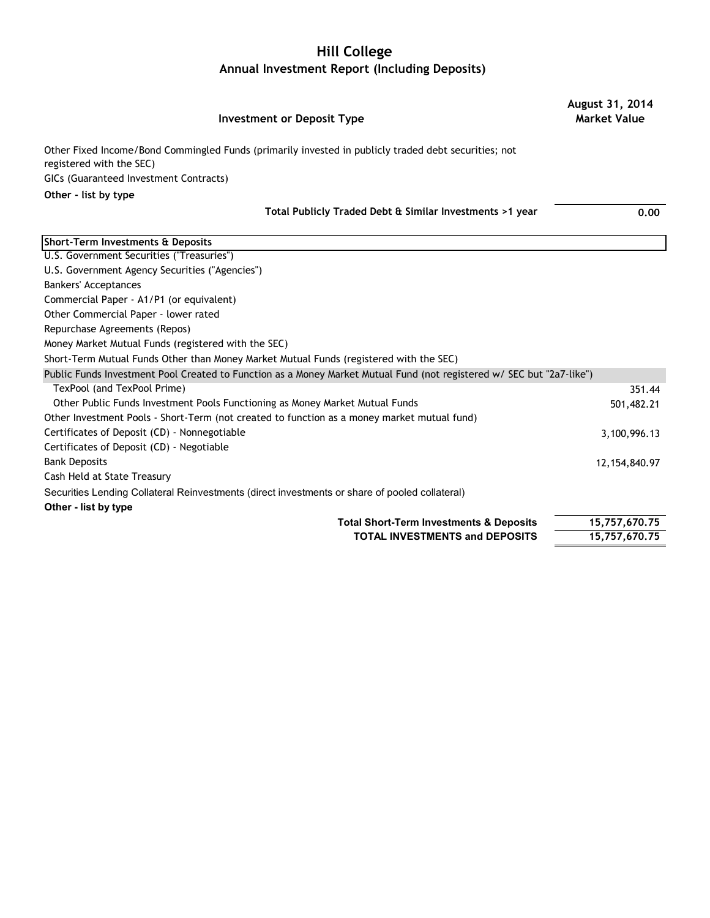# Hill College

## Annual Investment Report (Including Deposits)

| Investment or Deposit Type | August 31, 2014 Market Value |
|---|---|
| Other Fixed Income/Bond Commingled Funds (primarily invested in publicly traded debt securities; not registered with the SEC) | |
| GICs (Guaranteed Investment Contracts) | |
| **Other - list by type** | |
| **Total Publicly Traded Debt & Similar Investments >1 year** | **0.00** |
| **Short-Term Investments & Deposits** | |
| U.S. Government Securities ("Treasuries") | |
| U.S. Government Agency Securities ("Agencies") | |
| Bankers' Acceptances | |
| Commercial Paper - A1/P1 (or equivalent) | |
| Other Commercial Paper - lower rated | |
| Repurchase Agreements (Repos) | |
| Money Market Mutual Funds (registered with the SEC) | |
| Short-Term Mutual Funds Other than Money Market Mutual Funds (registered with the SEC) | |
| Public Funds Investment Pool Created to Function as a Money Market Mutual Fund (not registered w/ SEC but "2a7-like") | |
| TexPool (and TexPool Prime) | 351.44 |
| Other Public Funds Investment Pools Functioning as Money Market Mutual Funds | 501,482.21 |
| Other Investment Pools - Short-Term (not created to function as a money market mutual fund) | |
| Certificates of Deposit (CD) - Nonnegotiable | 3,100,996.13 |
| Certificates of Deposit (CD) - Negotiable | |
| Bank Deposits | 12,154,840.97 |
| Cash Held at State Treasury | |
| Securities Lending Collateral Reinvestments (direct investments or share of pooled collateral) | |
| **Other - list by type** | |
| **Total Short-Term Investments & Deposits** | **15,757,670.75** |
| **TOTAL INVESTMENTS and DEPOSITS** | **15,757,670.75** |